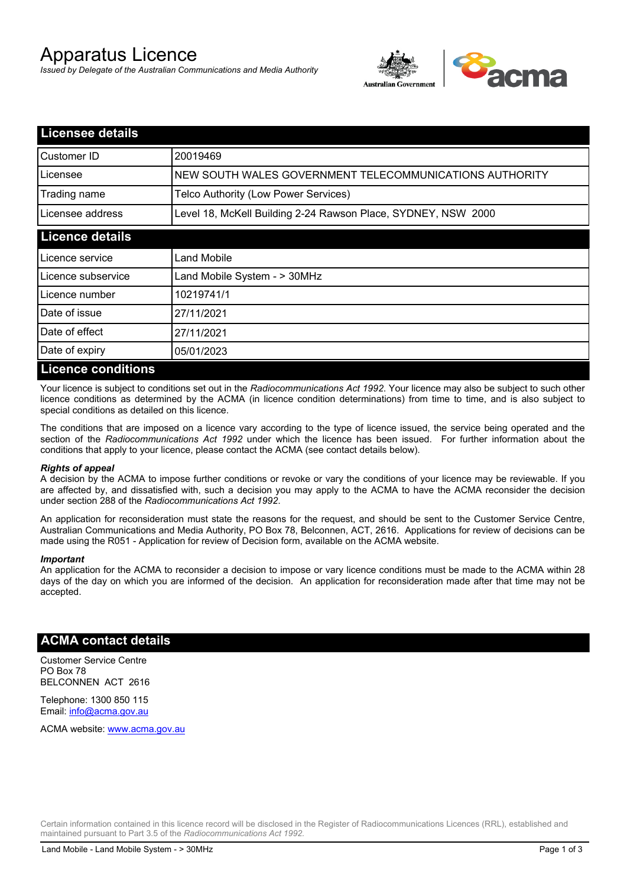# Apparatus Licence

*Issued by Delegate of the Australian Communications and Media Authority*

## Licensee details

| | |
|---|---|
| Customer ID | 20019469 |
| Licensee | NEW SOUTH WALES GOVERNMENT TELECOMMUNICATIONS AUTHORITY |
| Trading name | Telco Authority (Low Power Services) |
| Licensee address | Level 18, McKell Building 2-24 Rawson Place, SYDNEY, NSW 2000 |

## Licence details

| | |
|---|---|
| Licence service | Land Mobile |
| Licence subservice | Land Mobile System - > 30MHz |
| Licence number | 10219741/1 |
| Date of issue | 27/11/2021 |
| Date of effect | 27/11/2021 |
| Date of expiry | 05/01/2023 |

## Licence conditions

Your licence is subject to conditions set out in the *Radiocommunications Act 1992*. Your licence may also be subject to such other licence conditions as determined by the ACMA (in licence condition determinations) from time to time, and is also subject to special conditions as detailed on this licence.

The conditions that are imposed on a licence vary according to the type of licence issued, the service being operated and the section of the *Radiocommunications Act 1992* under which the licence has been issued. For further information about the conditions that apply to your licence, please contact the ACMA (see contact details below).

***Rights of appeal***

A decision by the ACMA to impose further conditions or revoke or vary the conditions of your licence may be reviewable. If you are affected by, and dissatisfied with, such a decision you may apply to the ACMA to have the ACMA reconsider the decision under section 288 of the *Radiocommunications Act 1992*.

An application for reconsideration must state the reasons for the request, and should be sent to the Customer Service Centre, Australian Communications and Media Authority, PO Box 78, Belconnen, ACT, 2616. Applications for review of decisions can be made using the R051 - Application for review of Decision form, available on the ACMA website.

***Important***

An application for the ACMA to reconsider a decision to impose or vary licence conditions must be made to the ACMA within 28 days of the day on which you are informed of the decision. An application for reconsideration made after that time may not be accepted.

## ACMA contact details

Customer Service Centre
PO Box 78
BELCONNEN ACT 2616

Telephone: 1300 850 115
Email: info@acma.gov.au

ACMA website: www.acma.gov.au

Certain information contained in this licence record will be disclosed in the Register of Radiocommunications Licences (RRL), established and maintained pursuant to Part 3.5 of the *Radiocommunications Act 1992.*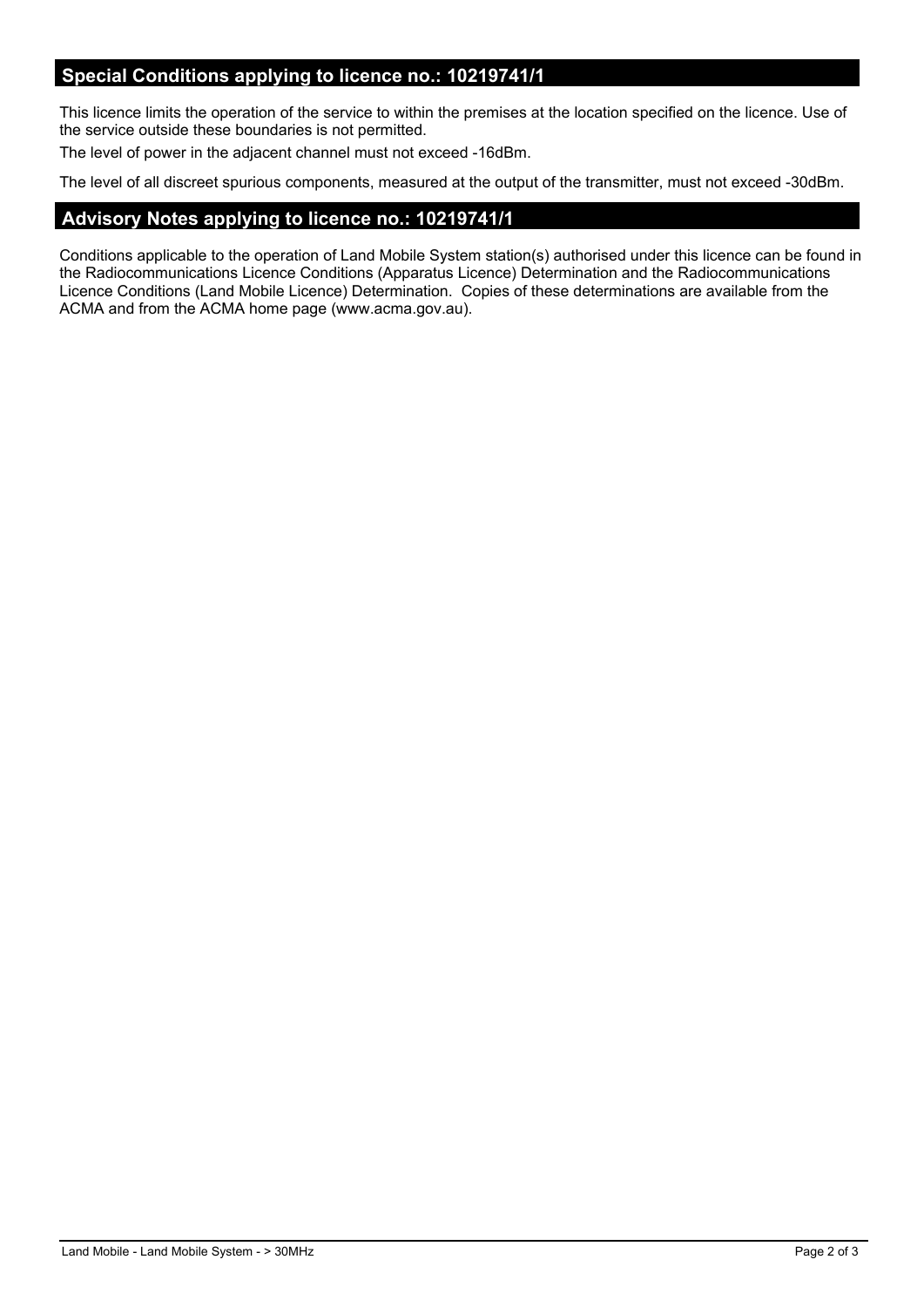## Special Conditions applying to licence no.: 10219741/1

This licence limits the operation of the service to within the premises at the location specified on the licence. Use of the service outside these boundaries is not permitted.

The level of power in the adjacent channel must not exceed -16dBm.

The level of all discreet spurious components, measured at the output of the transmitter, must not exceed -30dBm.

## Advisory Notes applying to licence no.: 10219741/1

Conditions applicable to the operation of Land Mobile System station(s) authorised under this licence can be found in the Radiocommunications Licence Conditions (Apparatus Licence) Determination and the Radiocommunications Licence Conditions (Land Mobile Licence) Determination. Copies of these determinations are available from the ACMA and from the ACMA home page (www.acma.gov.au).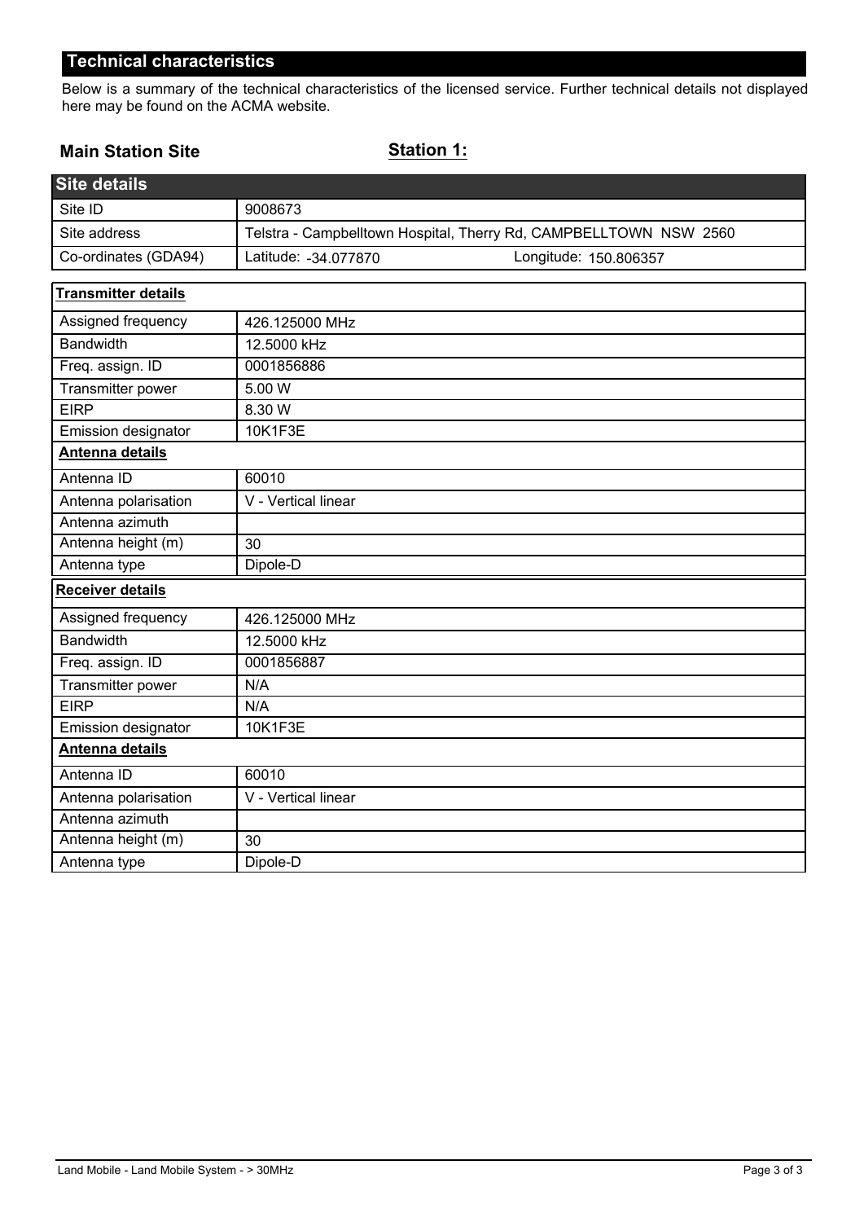## Technical characteristics

Below is a summary of the technical characteristics of the licensed service. Further technical details not displayed here may be found on the ACMA website.

**Main Station Site** **Station 1:**

| Site details | |
|---|---|
| Site ID | 9008673 |
| Site address | Telstra - Campbelltown Hospital, Therry Rd, CAMPBELLTOWN NSW 2560 |
| Co-ordinates (GDA94) | Latitude: -34.077870 Longitude: 150.806357 |

| Transmitter details | |
|---|---|
| Assigned frequency | 426.125000 MHz |
| Bandwidth | 12.5000 kHz |
| Freq. assign. ID | 0001856886 |
| Transmitter power | 5.00 W |
| EIRP | 8.30 W |
| Emission designator | 10K1F3E |
| **Antenna details** | |
| Antenna ID | 60010 |
| Antenna polarisation | V - Vertical linear |
| Antenna azimuth | |
| Antenna height (m) | 30 |
| Antenna type | Dipole-D |

| Receiver details | |
|---|---|
| Assigned frequency | 426.125000 MHz |
| Bandwidth | 12.5000 kHz |
| Freq. assign. ID | 0001856887 |
| Transmitter power | N/A |
| EIRP | N/A |
| Emission designator | 10K1F3E |
| **Antenna details** | |
| Antenna ID | 60010 |
| Antenna polarisation | V - Vertical linear |
| Antenna azimuth | |
| Antenna height (m) | 30 |
| Antenna type | Dipole-D |